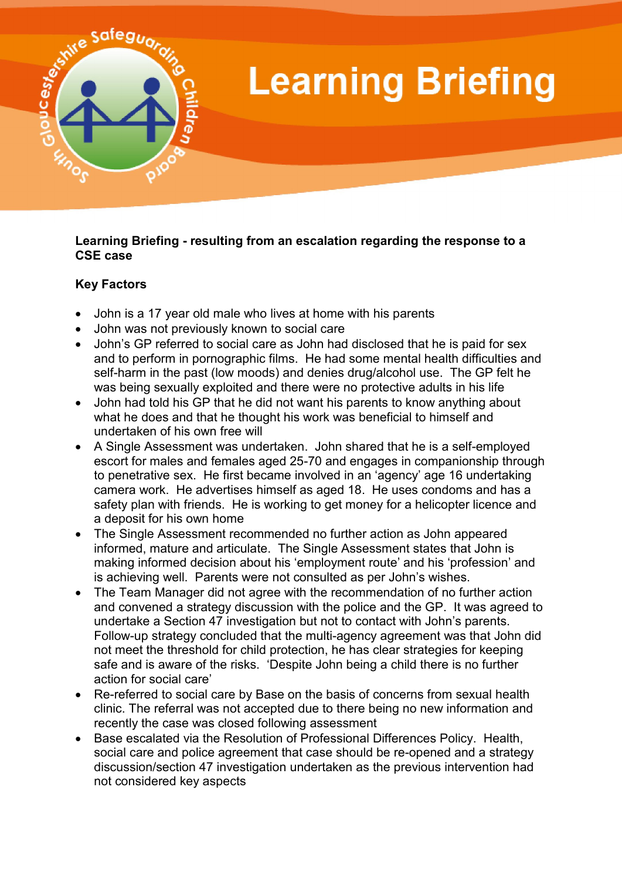# Learning Briefing

**Learning Briefing - resulting from an escalation regarding the response to a CSE case**

**Key Factors**

- John is a 17 year old male who lives at home with his parents
- John was not previously known to social care
- John's GP referred to social care as John had disclosed that he is paid for sex and to perform in pornographic films. He had some mental health difficulties and self-harm in the past (low moods) and denies drug/alcohol use. The GP felt he was being sexually exploited and there were no protective adults in his life
- John had told his GP that he did not want his parents to know anything about what he does and that he thought his work was beneficial to himself and undertaken of his own free will
- A Single Assessment was undertaken. John shared that he is a self-employed escort for males and females aged 25-70 and engages in companionship through to penetrative sex. He first became involved in an 'agency' age 16 undertaking camera work. He advertises himself as aged 18. He uses condoms and has a safety plan with friends. He is working to get money for a helicopter licence and a deposit for his own home
- The Single Assessment recommended no further action as John appeared informed, mature and articulate. The Single Assessment states that John is making informed decision about his 'employment route' and his 'profession' and is achieving well. Parents were not consulted as per John's wishes.
- The Team Manager did not agree with the recommendation of no further action and convened a strategy discussion with the police and the GP. It was agreed to undertake a Section 47 investigation but not to contact with John's parents. Follow-up strategy concluded that the multi-agency agreement was that John did not meet the threshold for child protection, he has clear strategies for keeping safe and is aware of the risks. 'Despite John being a child there is no further action for social care'
- Re-referred to social care by Base on the basis of concerns from sexual health clinic. The referral was not accepted due to there being no new information and recently the case was closed following assessment
- Base escalated via the Resolution of Professional Differences Policy. Health, social care and police agreement that case should be re-opened and a strategy discussion/section 47 investigation undertaken as the previous intervention had not considered key aspects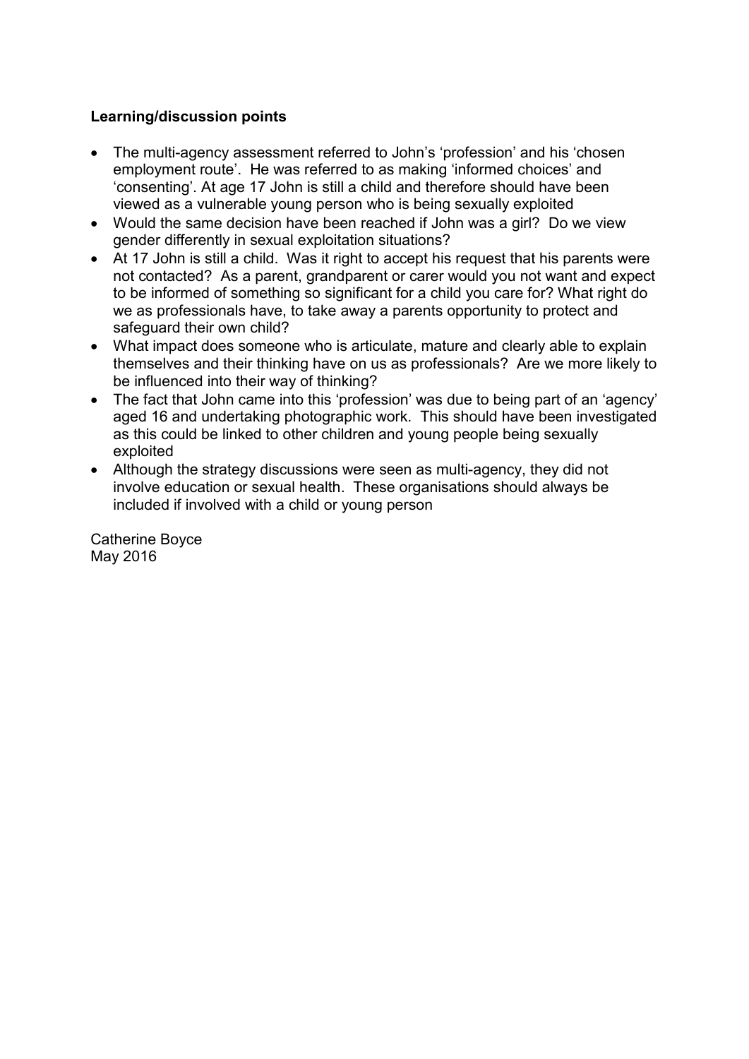**Learning/discussion points**

- The multi-agency assessment referred to John's 'profession' and his 'chosen employment route'. He was referred to as making 'informed choices' and 'consenting'. At age 17 John is still a child and therefore should have been viewed as a vulnerable young person who is being sexually exploited
- Would the same decision have been reached if John was a girl? Do we view gender differently in sexual exploitation situations?
- At 17 John is still a child. Was it right to accept his request that his parents were not contacted? As a parent, grandparent or carer would you not want and expect to be informed of something so significant for a child you care for? What right do we as professionals have, to take away a parents opportunity to protect and safeguard their own child?
- What impact does someone who is articulate, mature and clearly able to explain themselves and their thinking have on us as professionals? Are we more likely to be influenced into their way of thinking?
- The fact that John came into this 'profession' was due to being part of an 'agency' aged 16 and undertaking photographic work. This should have been investigated as this could be linked to other children and young people being sexually exploited
- Although the strategy discussions were seen as multi-agency, they did not involve education or sexual health. These organisations should always be included if involved with a child or young person

Catherine Boyce
May 2016